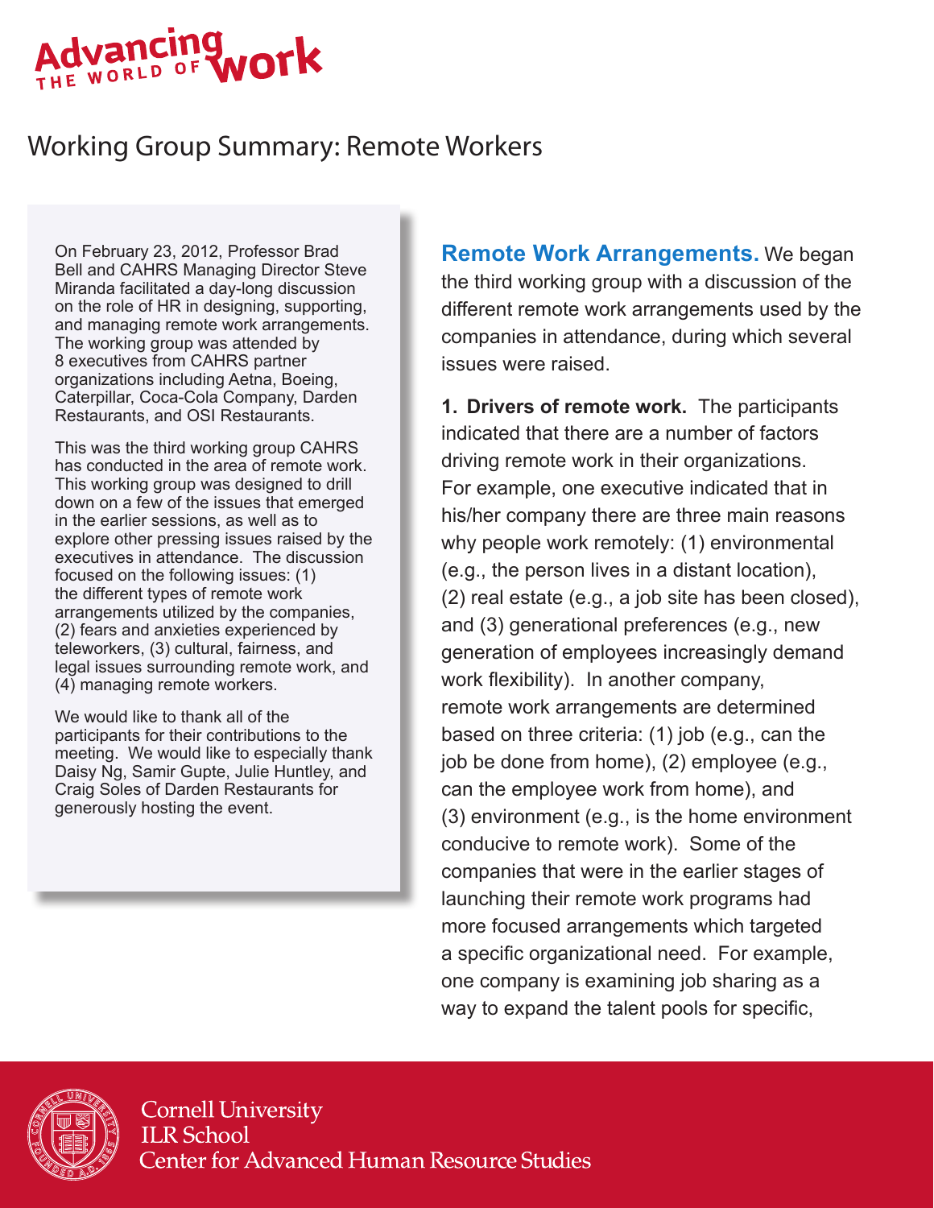Advancing THE WORLD OF work

# Working Group Summary: Remote Workers

On February 23, 2012, Professor Brad Bell and CAHRS Managing Director Steve Miranda facilitated a day-long discussion on the role of HR in designing, supporting, and managing remote work arrangements. The working group was attended by 8 executives from CAHRS partner organizations including Aetna, Boeing, Caterpillar, Coca-Cola Company, Darden Restaurants, and OSI Restaurants.

This was the third working group CAHRS has conducted in the area of remote work. This working group was designed to drill down on a few of the issues that emerged in the earlier sessions, as well as to explore other pressing issues raised by the executives in attendance. The discussion focused on the following issues: (1) the different types of remote work arrangements utilized by the companies, (2) fears and anxieties experienced by teleworkers, (3) cultural, fairness, and legal issues surrounding remote work, and (4) managing remote workers.

We would like to thank all of the participants for their contributions to the meeting. We would like to especially thank Daisy Ng, Samir Gupte, Julie Huntley, and Craig Soles of Darden Restaurants for generously hosting the event.

**Remote Work Arrangements.** We began the third working group with a discussion of the different remote work arrangements used by the companies in attendance, during which several issues were raised.

**1. Drivers of remote work.** The participants indicated that there are a number of factors driving remote work in their organizations. For example, one executive indicated that in his/her company there are three main reasons why people work remotely: (1) environmental (e.g., the person lives in a distant location), (2) real estate (e.g., a job site has been closed), and (3) generational preferences (e.g., new generation of employees increasingly demand work flexibility). In another company, remote work arrangements are determined based on three criteria: (1) job (e.g., can the job be done from home), (2) employee (e.g., can the employee work from home), and (3) environment (e.g., is the home environment conducive to remote work). Some of the companies that were in the earlier stages of launching their remote work programs had more focused arrangements which targeted a specific organizational need. For example, one company is examining job sharing as a way to expand the talent pools for specific,

Cornell University
ILR School
Center for Advanced Human Resource Studies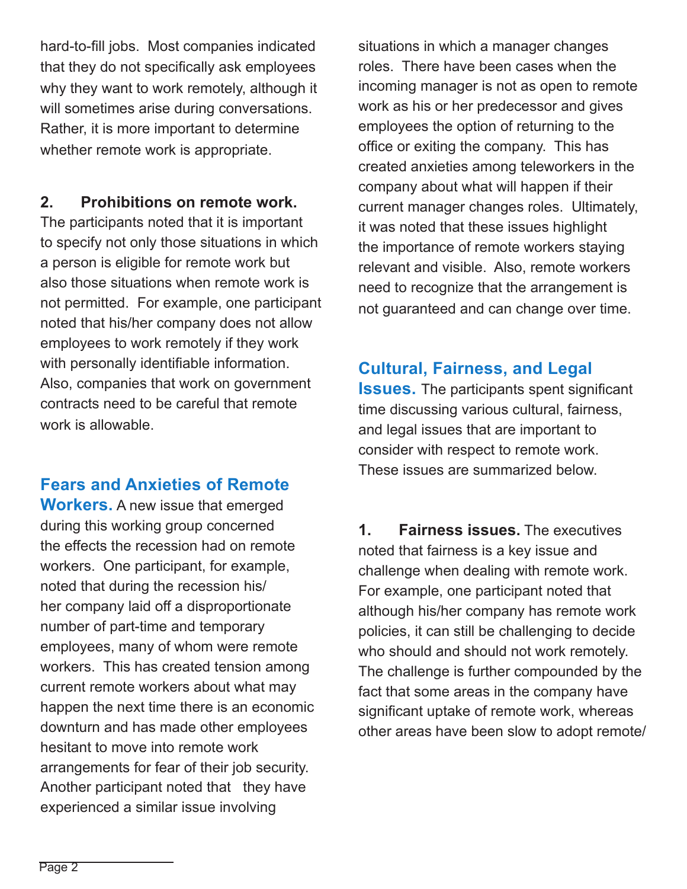hard-to-fill jobs. Most companies indicated that they do not specifically ask employees why they want to work remotely, although it will sometimes arise during conversations. Rather, it is more important to determine whether remote work is appropriate.

**2. Prohibitions on remote work.** The participants noted that it is important to specify not only those situations in which a person is eligible for remote work but also those situations when remote work is not permitted. For example, one participant noted that his/her company does not allow employees to work remotely if they work with personally identifiable information. Also, companies that work on government contracts need to be careful that remote work is allowable.

### Fears and Anxieties of Remote Workers.

A new issue that emerged during this working group concerned the effects the recession had on remote workers. One participant, for example, noted that during the recession his/her company laid off a disproportionate number of part-time and temporary employees, many of whom were remote workers. This has created tension among current remote workers about what may happen the next time there is an economic downturn and has made other employees hesitant to move into remote work arrangements for fear of their job security. Another participant noted that they have experienced a similar issue involving situations in which a manager changes roles. There have been cases when the incoming manager is not as open to remote work as his or her predecessor and gives employees the option of returning to the office or exiting the company. This has created anxieties among teleworkers in the company about what will happen if their current manager changes roles. Ultimately, it was noted that these issues highlight the importance of remote workers staying relevant and visible. Also, remote workers need to recognize that the arrangement is not guaranteed and can change over time.

### Cultural, Fairness, and Legal Issues.

The participants spent significant time discussing various cultural, fairness, and legal issues that are important to consider with respect to remote work. These issues are summarized below.

**1. Fairness issues.** The executives noted that fairness is a key issue and challenge when dealing with remote work. For example, one participant noted that although his/her company has remote work policies, it can still be challenging to decide who should and should not work remotely. The challenge is further compounded by the fact that some areas in the company have significant uptake of remote work, whereas other areas have been slow to adopt remote/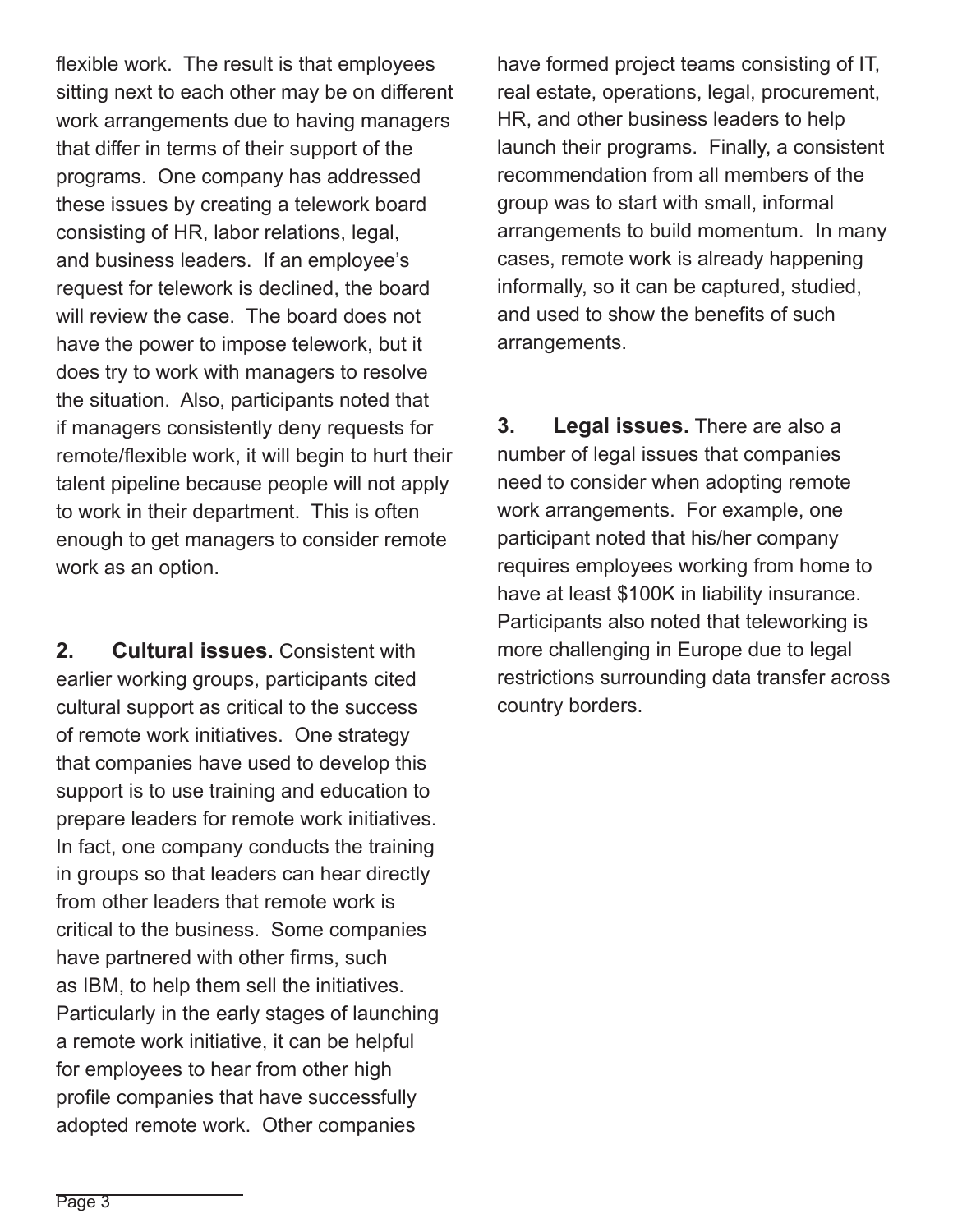flexible work. The result is that employees sitting next to each other may be on different work arrangements due to having managers that differ in terms of their support of the programs. One company has addressed these issues by creating a telework board consisting of HR, labor relations, legal, and business leaders. If an employee's request for telework is declined, the board will review the case. The board does not have the power to impose telework, but it does try to work with managers to resolve the situation. Also, participants noted that if managers consistently deny requests for remote/flexible work, it will begin to hurt their talent pipeline because people will not apply to work in their department. This is often enough to get managers to consider remote work as an option.

**2. Cultural issues.** Consistent with earlier working groups, participants cited cultural support as critical to the success of remote work initiatives. One strategy that companies have used to develop this support is to use training and education to prepare leaders for remote work initiatives. In fact, one company conducts the training in groups so that leaders can hear directly from other leaders that remote work is critical to the business. Some companies have partnered with other firms, such as IBM, to help them sell the initiatives. Particularly in the early stages of launching a remote work initiative, it can be helpful for employees to hear from other high profile companies that have successfully adopted remote work. Other companies have formed project teams consisting of IT, real estate, operations, legal, procurement, HR, and other business leaders to help launch their programs. Finally, a consistent recommendation from all members of the group was to start with small, informal arrangements to build momentum. In many cases, remote work is already happening informally, so it can be captured, studied, and used to show the benefits of such arrangements.

**3. Legal issues.** There are also a number of legal issues that companies need to consider when adopting remote work arrangements. For example, one participant noted that his/her company requires employees working from home to have at least $100K in liability insurance. Participants also noted that teleworking is more challenging in Europe due to legal restrictions surrounding data transfer across country borders.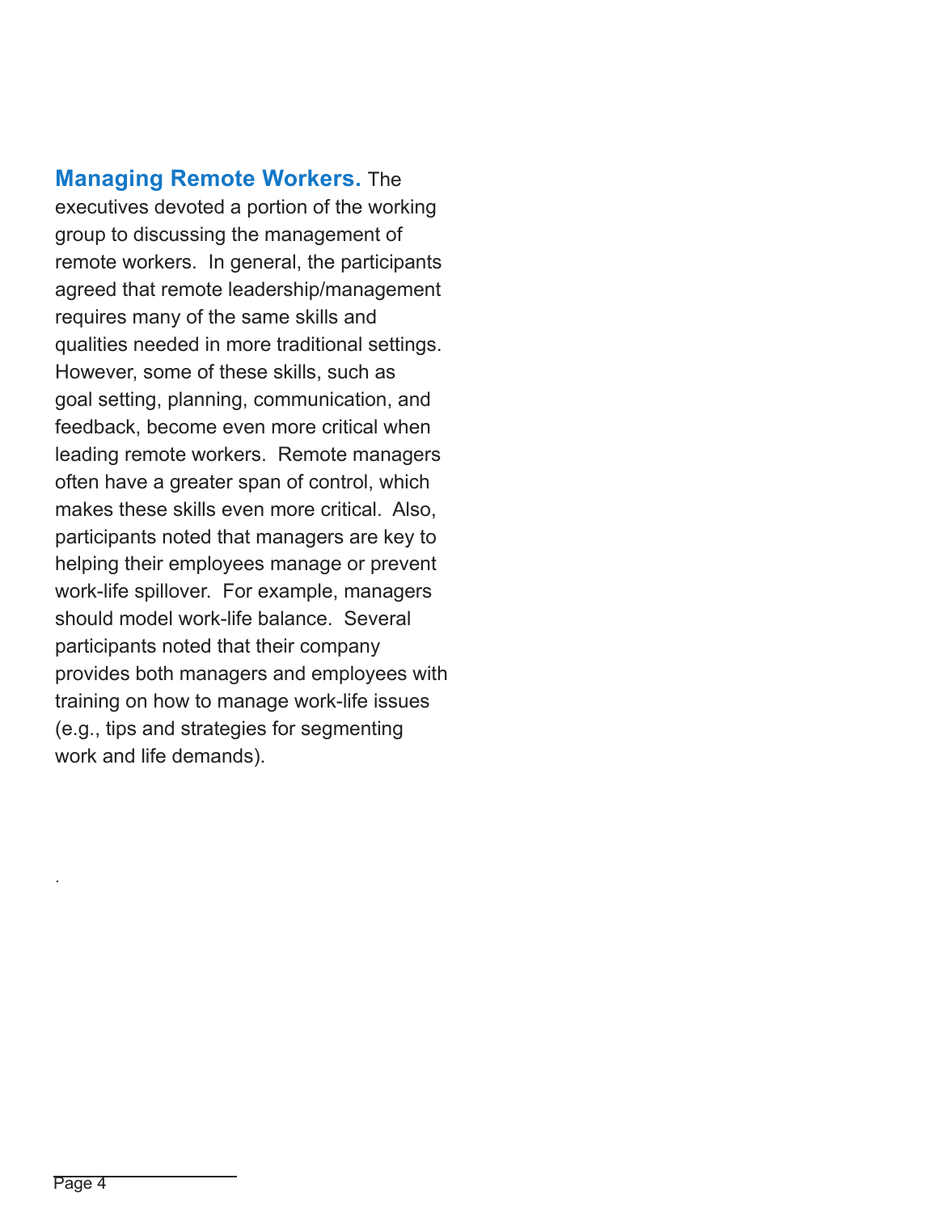**Managing Remote Workers.** The executives devoted a portion of the working group to discussing the management of remote workers. In general, the participants agreed that remote leadership/management requires many of the same skills and qualities needed in more traditional settings. However, some of these skills, such as goal setting, planning, communication, and feedback, become even more critical when leading remote workers. Remote managers often have a greater span of control, which makes these skills even more critical. Also, participants noted that managers are key to helping their employees manage or prevent work-life spillover. For example, managers should model work-life balance. Several participants noted that their company provides both managers and employees with training on how to manage work-life issues (e.g., tips and strategies for segmenting work and life demands).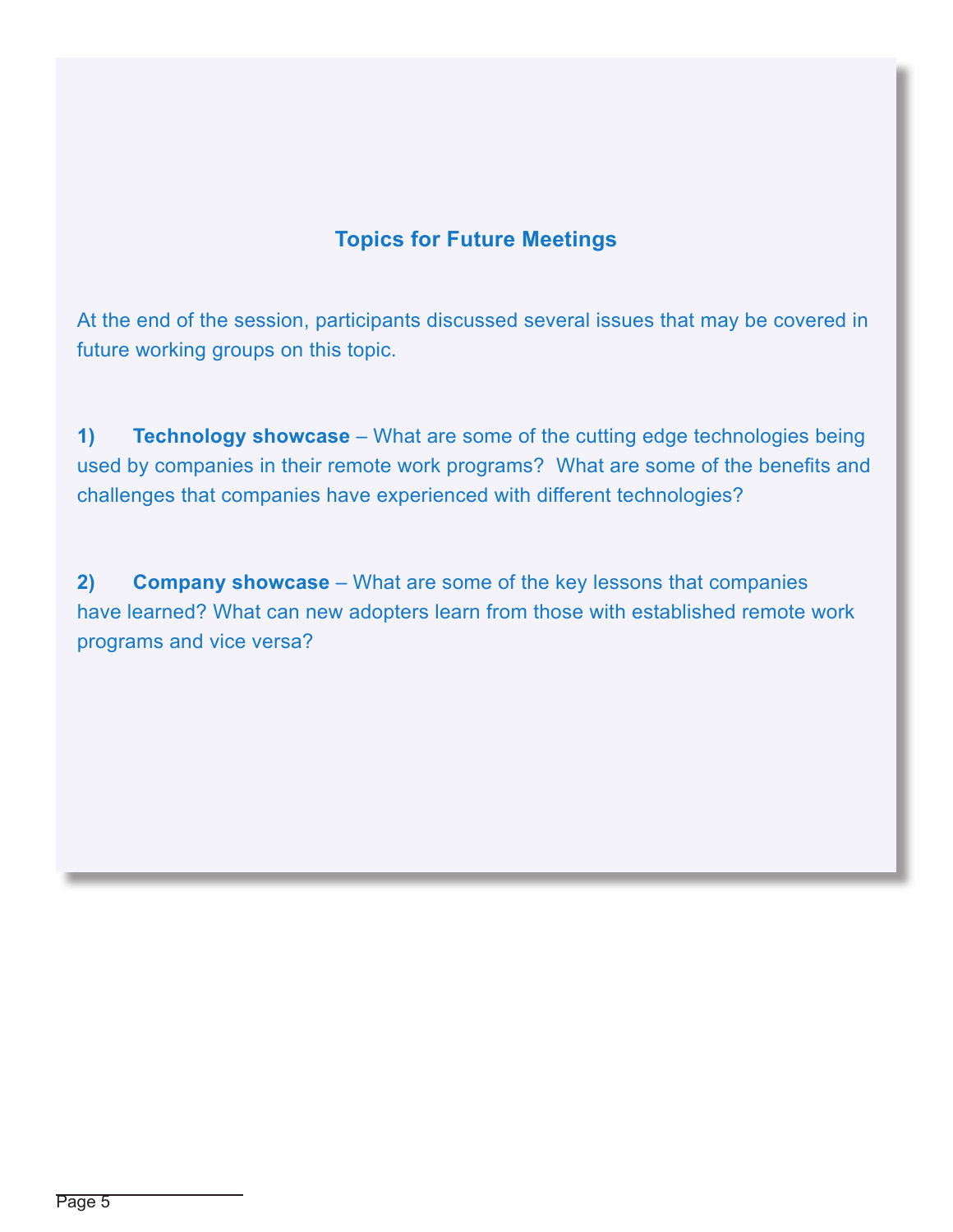## Topics for Future Meetings

At the end of the session, participants discussed several issues that may be covered in future working groups on this topic.

1) **Technology showcase** – What are some of the cutting edge technologies being used by companies in their remote work programs? What are some of the benefits and challenges that companies have experienced with different technologies?

2) **Company showcase** – What are some of the key lessons that companies have learned? What can new adopters learn from those with established remote work programs and vice versa?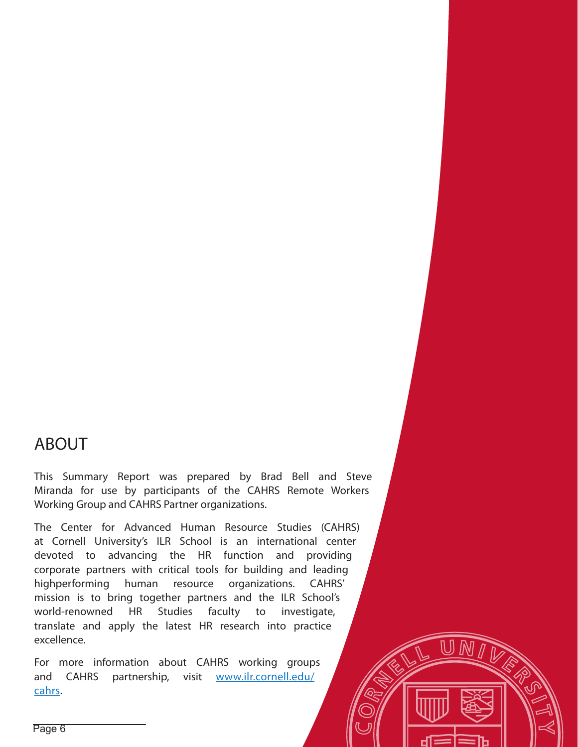# ABOUT

This Summary Report was prepared by Brad Bell and Steve Miranda for use by participants of the CAHRS Remote Workers Working Group and CAHRS Partner organizations.

The Center for Advanced Human Resource Studies (CAHRS) at Cornell University's ILR School is an international center devoted to advancing the HR function and providing corporate partners with critical tools for building and leading highperforming human resource organizations. CAHRS' mission is to bring together partners and the ILR School's world-renowned HR Studies faculty to investigate, translate and apply the latest HR research into practice excellence.

For more information about CAHRS working groups and CAHRS partnership, visit [www.ilr.cornell.edu/cahrs](http://www.ilr.cornell.edu/cahrs).